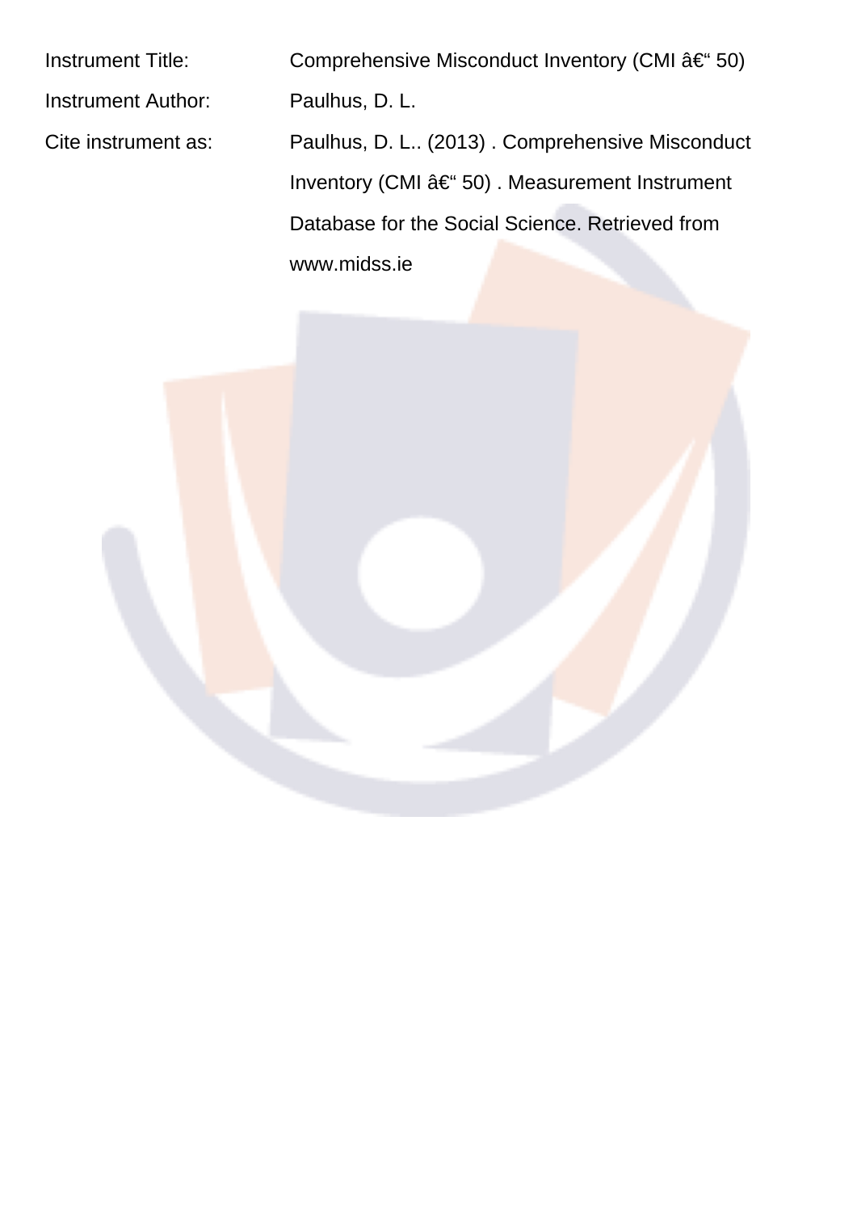Instrument Title: Comprehensive Misconduct Inventory (CMI â€“ 50)

Instrument Author: Paulhus, D. L.

Cite instrument as: Paulhus, D. L.. (2013) . Comprehensive Misconduct Inventory (CMI â€“ 50) . Measurement Instrument Database for the Social Science. Retrieved from www.midss.ie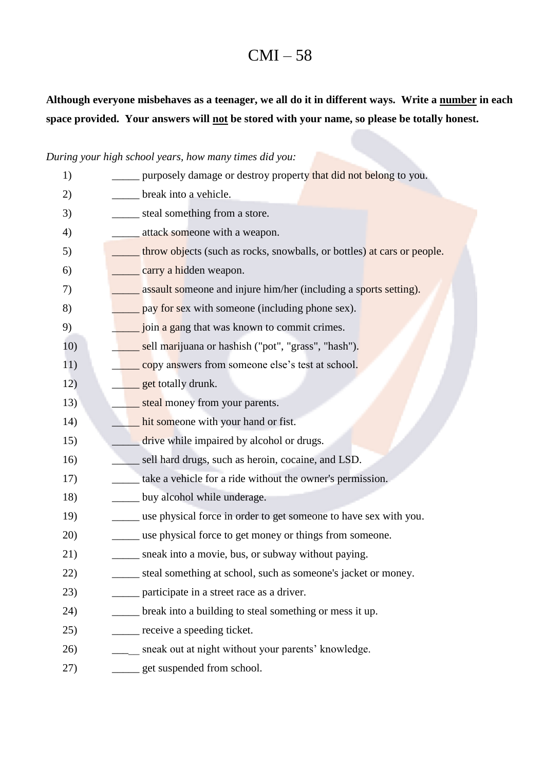# CMI – 58

**Although everyone misbehaves as a teenager, we all do it in different ways. Write a <u>number</u> in each space provided. Your answers will <u>not</u> be stored with your name, so please be totally honest.**

*During your high school years, how many times did you:*

1) _____ purposely damage or destroy property that did not belong to you.
2) _____ break into a vehicle.
3) _____ steal something from a store.
4) _____ attack someone with a weapon.
5) _____ throw objects (such as rocks, snowballs, or bottles) at cars or people.
6) _____ carry a hidden weapon.
7) _____ assault someone and injure him/her (including a sports setting).
8) _____ pay for sex with someone (including phone sex).
9) _____ join a gang that was known to commit crimes.
10) _____ sell marijuana or hashish ("pot", "grass", "hash").
11) _____ copy answers from someone else's test at school.
12) _____ get totally drunk.
13) _____ steal money from your parents.
14) _____ hit someone with your hand or fist.
15) _____ drive while impaired by alcohol or drugs.
16) _____ sell hard drugs, such as heroin, cocaine, and LSD.
17) _____ take a vehicle for a ride without the owner's permission.
18) _____ buy alcohol while underage.
19) _____ use physical force in order to get someone to have sex with you.
20) _____ use physical force to get money or things from someone.
21) _____ sneak into a movie, bus, or subway without paying.
22) _____ steal something at school, such as someone's jacket or money.
23) _____ participate in a street race as a driver.
24) _____ break into a building to steal something or mess it up.
25) _____ receive a speeding ticket.
26) _____ sneak out at night without your parents' knowledge.
27) _____ get suspended from school.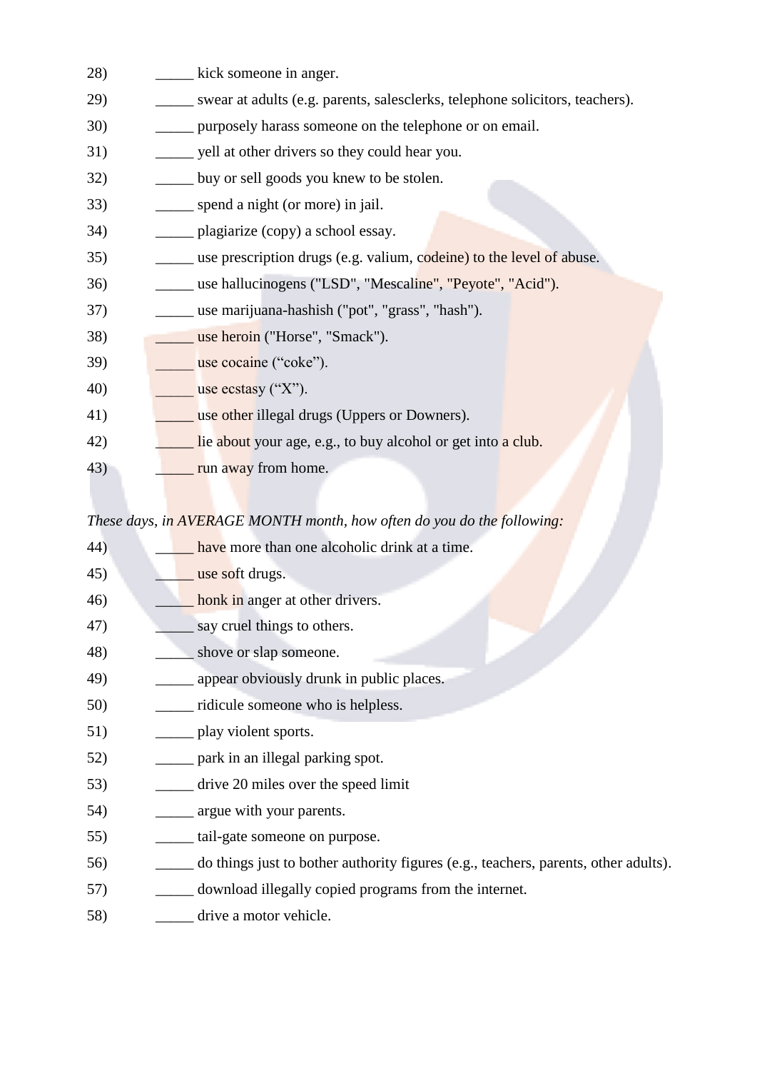28) _____ kick someone in anger.

29) _____ swear at adults (e.g. parents, salesclerks, telephone solicitors, teachers).

30) _____ purposely harass someone on the telephone or on email.

31) _____ yell at other drivers so they could hear you.

32) _____ buy or sell goods you knew to be stolen.

33) _____ spend a night (or more) in jail.

34) _____ plagiarize (copy) a school essay.

35) _____ use prescription drugs (e.g. valium, codeine) to the level of abuse.

36) _____ use hallucinogens ("LSD", "Mescaline", "Peyote", "Acid").

37) _____ use marijuana-hashish ("pot", "grass", "hash").

38) _____ use heroin ("Horse", "Smack").

39) _____ use cocaine (“coke”).

40) _____ use ecstasy (“X”).

41) _____ use other illegal drugs (Uppers or Downers).

42) _____ lie about your age, e.g., to buy alcohol or get into a club.

43) _____ run away from home.

*These days, in AVERAGE MONTH month, how often do you do the following:*

44) _____ have more than one alcoholic drink at a time.

45) _____ use soft drugs.

46) _____ honk in anger at other drivers.

47) _____ say cruel things to others.

48) _____ shove or slap someone.

49) _____ appear obviously drunk in public places.

50) _____ ridicule someone who is helpless.

51) _____ play violent sports.

52) _____ park in an illegal parking spot.

53) _____ drive 20 miles over the speed limit

54) _____ argue with your parents.

55) _____ tail-gate someone on purpose.

56) _____ do things just to bother authority figures (e.g., teachers, parents, other adults).

57) _____ download illegally copied programs from the internet.

58) _____ drive a motor vehicle.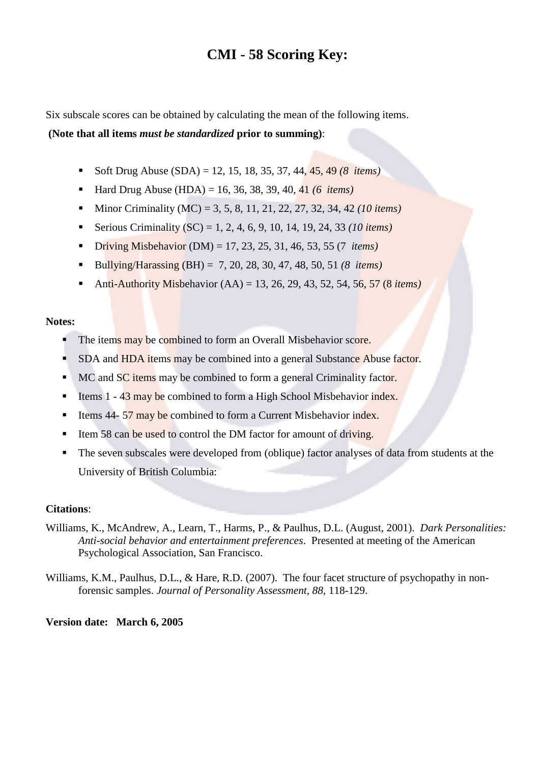# CMI - 58 Scoring Key:

Six subscale scores can be obtained by calculating the mean of the following items.

**(Note that all items *must be standardized* prior to summing)**:

- Soft Drug Abuse (SDA) = 12, 15, 18, 35, 37, 44, 45, 49 *(8 items)*
- Hard Drug Abuse (HDA) = 16, 36, 38, 39, 40, 41 *(6 items)*
- Minor Criminality (MC) = 3, 5, 8, 11, 21, 22, 27, 32, 34, 42 *(10 items)*
- Serious Criminality (SC) = 1, 2, 4, 6, 9, 10, 14, 19, 24, 33 *(10 items)*
- Driving Misbehavior (DM) = 17, 23, 25, 31, 46, 53, 55 (7 *items)*
- Bullying/Harassing (BH) = 7, 20, 28, 30, 47, 48, 50, 51 *(8 items)*
- Anti-Authority Misbehavior (AA) = 13, 26, 29, 43, 52, 54, 56, 57 (8 *items)*

**Notes:**

- The items may be combined to form an Overall Misbehavior score.
- SDA and HDA items may be combined into a general Substance Abuse factor.
- MC and SC items may be combined to form a general Criminality factor.
- Items 1 - 43 may be combined to form a High School Misbehavior index.
- Items 44- 57 may be combined to form a Current Misbehavior index.
- Item 58 can be used to control the DM factor for amount of driving.
- The seven subscales were developed from (oblique) factor analyses of data from students at the University of British Columbia:

**Citations**:

Williams, K., McAndrew, A., Learn, T., Harms, P., & Paulhus, D.L. (August, 2001). *Dark Personalities: Anti-social behavior and entertainment preferences*. Presented at meeting of the American Psychological Association, San Francisco.

Williams, K.M., Paulhus, D.L., & Hare, R.D. (2007). The four facet structure of psychopathy in non-forensic samples. *Journal of Personality Assessment, 88,* 118-129.

**Version date: March 6, 2005**